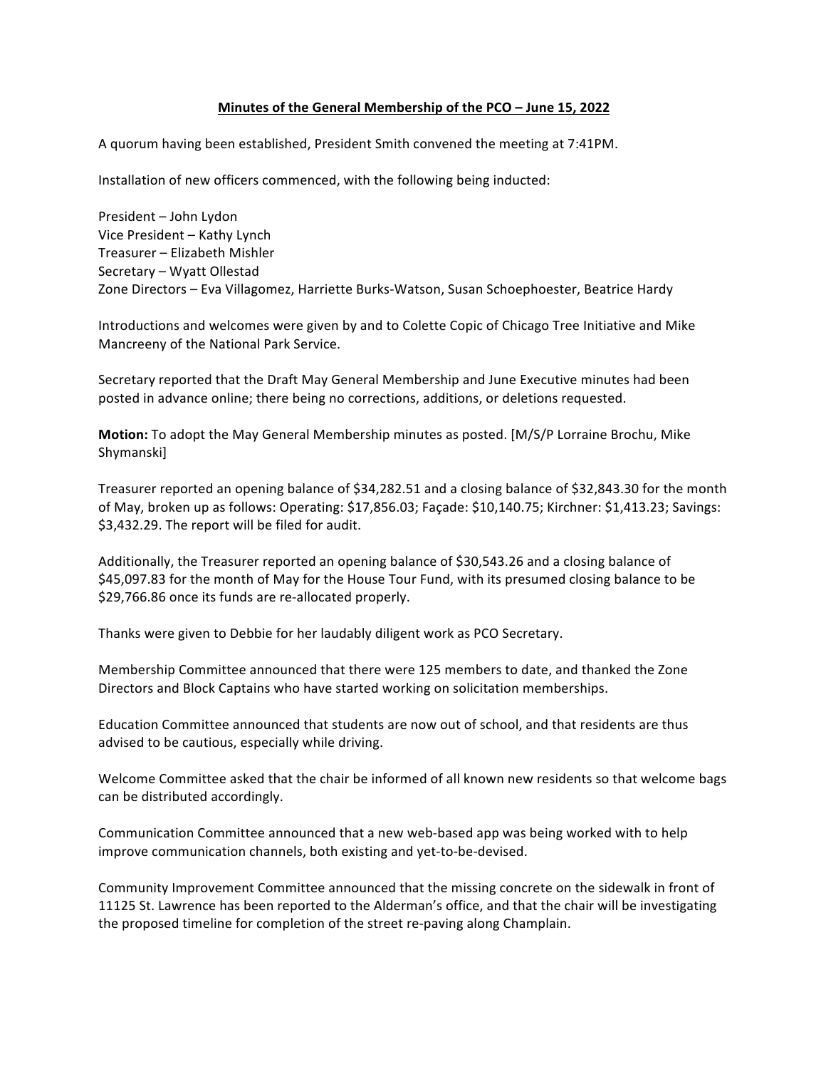**Minutes of the General Membership of the PCO – June 15, 2022**

A quorum having been established, President Smith convened the meeting at 7:41PM.

Installation of new officers commenced, with the following being inducted:

President – John Lydon
Vice President – Kathy Lynch
Treasurer – Elizabeth Mishler
Secretary – Wyatt Ollestad
Zone Directors – Eva Villagomez, Harriette Burks-Watson, Susan Schoephoester, Beatrice Hardy

Introductions and welcomes were given by and to Colette Copic of Chicago Tree Initiative and Mike Mancreeny of the National Park Service.

Secretary reported that the Draft May General Membership and June Executive minutes had been posted in advance online; there being no corrections, additions, or deletions requested.

**Motion:** To adopt the May General Membership minutes as posted. [M/S/P Lorraine Brochu, Mike Shymanski]

Treasurer reported an opening balance of $34,282.51 and a closing balance of $32,843.30 for the month of May, broken up as follows: Operating: $17,856.03; Façade: $10,140.75; Kirchner: $1,413.23; Savings: $3,432.29. The report will be filed for audit.

Additionally, the Treasurer reported an opening balance of $30,543.26 and a closing balance of $45,097.83 for the month of May for the House Tour Fund, with its presumed closing balance to be $29,766.86 once its funds are re-allocated properly.

Thanks were given to Debbie for her laudably diligent work as PCO Secretary.

Membership Committee announced that there were 125 members to date, and thanked the Zone Directors and Block Captains who have started working on solicitation memberships.

Education Committee announced that students are now out of school, and that residents are thus advised to be cautious, especially while driving.

Welcome Committee asked that the chair be informed of all known new residents so that welcome bags can be distributed accordingly.

Communication Committee announced that a new web-based app was being worked with to help improve communication channels, both existing and yet-to-be-devised.

Community Improvement Committee announced that the missing concrete on the sidewalk in front of 11125 St. Lawrence has been reported to the Alderman's office, and that the chair will be investigating the proposed timeline for completion of the street re-paving along Champlain.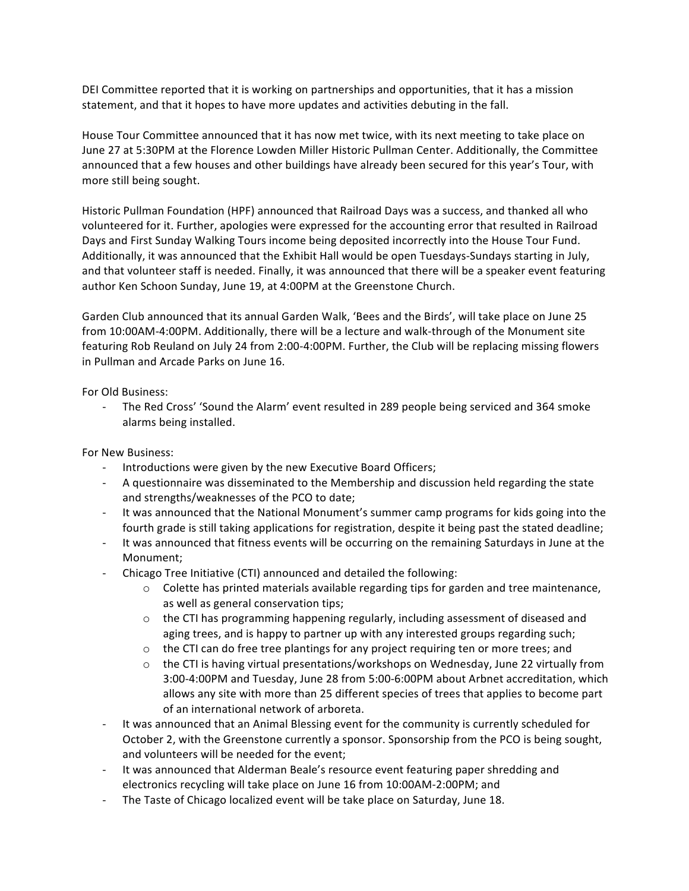DEI Committee reported that it is working on partnerships and opportunities, that it has a mission statement, and that it hopes to have more updates and activities debuting in the fall.

House Tour Committee announced that it has now met twice, with its next meeting to take place on June 27 at 5:30PM at the Florence Lowden Miller Historic Pullman Center. Additionally, the Committee announced that a few houses and other buildings have already been secured for this year's Tour, with more still being sought.

Historic Pullman Foundation (HPF) announced that Railroad Days was a success, and thanked all who volunteered for it. Further, apologies were expressed for the accounting error that resulted in Railroad Days and First Sunday Walking Tours income being deposited incorrectly into the House Tour Fund. Additionally, it was announced that the Exhibit Hall would be open Tuesdays-Sundays starting in July, and that volunteer staff is needed. Finally, it was announced that there will be a speaker event featuring author Ken Schoon Sunday, June 19, at 4:00PM at the Greenstone Church.

Garden Club announced that its annual Garden Walk, 'Bees and the Birds', will take place on June 25 from 10:00AM-4:00PM. Additionally, there will be a lecture and walk-through of the Monument site featuring Rob Reuland on July 24 from 2:00-4:00PM. Further, the Club will be replacing missing flowers in Pullman and Arcade Parks on June 16.

For Old Business:

- The Red Cross' 'Sound the Alarm' event resulted in 289 people being serviced and 364 smoke alarms being installed.

For New Business:

- Introductions were given by the new Executive Board Officers;
- A questionnaire was disseminated to the Membership and discussion held regarding the state and strengths/weaknesses of the PCO to date;
- It was announced that the National Monument's summer camp programs for kids going into the fourth grade is still taking applications for registration, despite it being past the stated deadline;
- It was announced that fitness events will be occurring on the remaining Saturdays in June at the Monument;
- Chicago Tree Initiative (CTI) announced and detailed the following:
    - Colette has printed materials available regarding tips for garden and tree maintenance, as well as general conservation tips;
    - the CTI has programming happening regularly, including assessment of diseased and aging trees, and is happy to partner up with any interested groups regarding such;
    - the CTI can do free tree plantings for any project requiring ten or more trees; and
    - the CTI is having virtual presentations/workshops on Wednesday, June 22 virtually from 3:00-4:00PM and Tuesday, June 28 from 5:00-6:00PM about Arbnet accreditation, which allows any site with more than 25 different species of trees that applies to become part of an international network of arboreta.
- It was announced that an Animal Blessing event for the community is currently scheduled for October 2, with the Greenstone currently a sponsor. Sponsorship from the PCO is being sought, and volunteers will be needed for the event;
- It was announced that Alderman Beale's resource event featuring paper shredding and electronics recycling will take place on June 16 from 10:00AM-2:00PM; and
- The Taste of Chicago localized event will be take place on Saturday, June 18.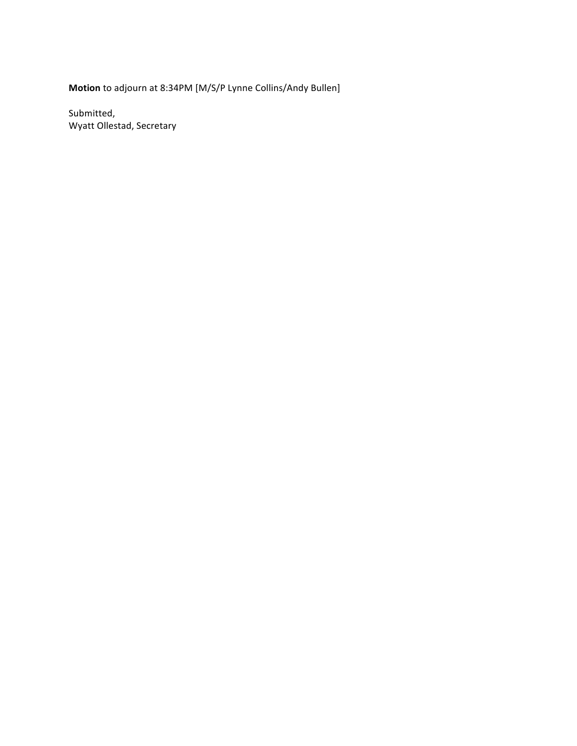**Motion** to adjourn at 8:34PM [M/S/P Lynne Collins/Andy Bullen]

Submitted,
Wyatt Ollestad, Secretary